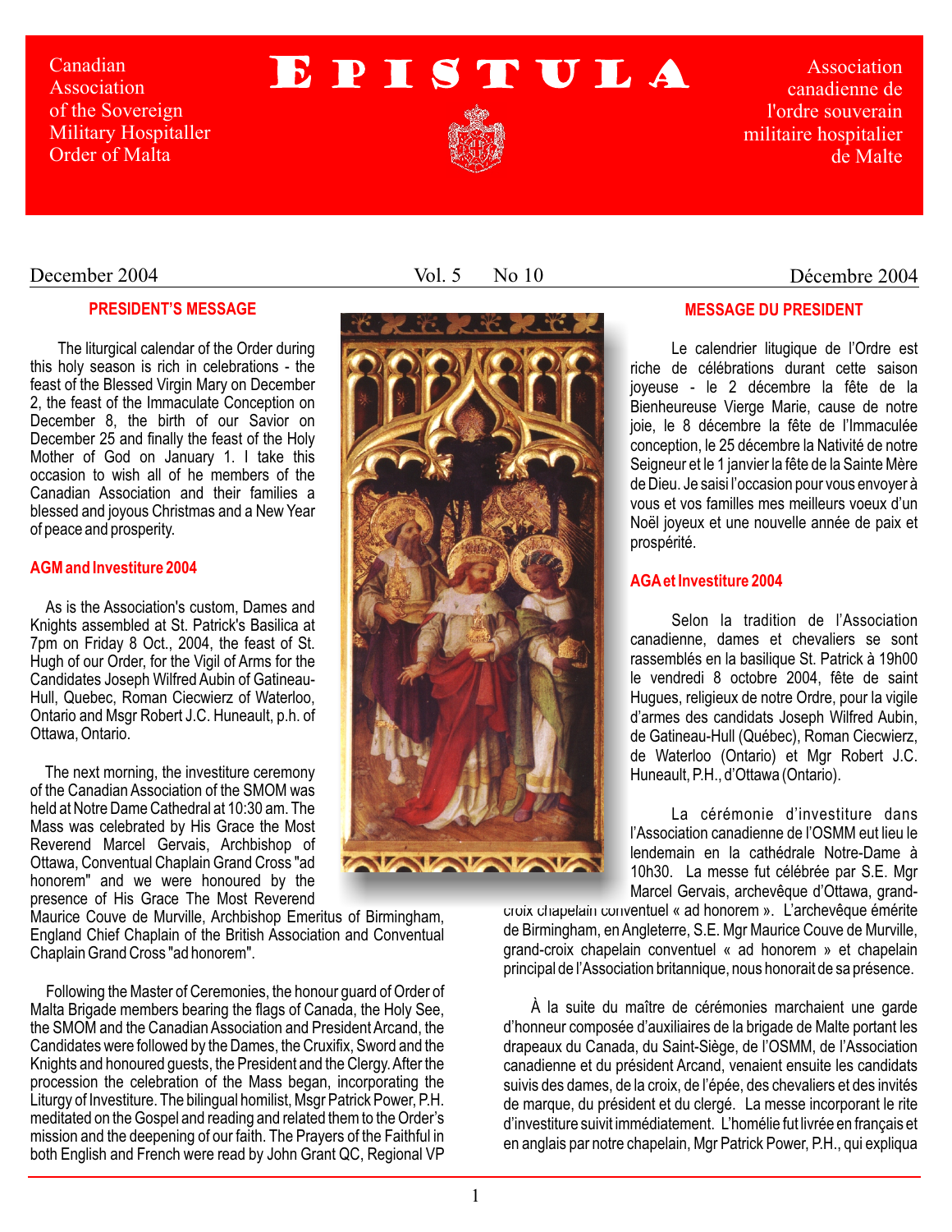Canadian Association of the Sovereign Military Hospitaller Order of Malta

# EPISTULA

Association canadienne de l'ordre souverain militaire hospitalier de Malte

December 2004 — Vol. 5 No 10 — Décembre 2004

## PRESIDENT'S MESSAGE

The liturgical calendar of the Order during this holy season is rich in celebrations - the feast of the Blessed Virgin Mary on December 2, the feast of the Immaculate Conception on December 8, the birth of our Savior on December 25 and finally the feast of the Holy Mother of God on January 1. I take this occasion to wish all of he members of the Canadian Association and their families a blessed and joyous Christmas and a New Year of peace and prosperity.

### AGM and Investiture 2004

As is the Association's custom, Dames and Knights assembled at St. Patrick's Basilica at 7pm on Friday 8 Oct., 2004, the feast of St. Hugh of our Order, for the Vigil of Arms for the Candidates Joseph Wilfred Aubin of Gatineau-Hull, Quebec, Roman Ciecwierz of Waterloo, Ontario and Msgr Robert J.C. Huneault, p.h. of Ottawa, Ontario.

The next morning, the investiture ceremony of the Canadian Association of the SMOM was held at Notre Dame Cathedral at 10:30 am. The Mass was celebrated by His Grace the Most Reverend Marcel Gervais, Archbishop of Ottawa, Conventual Chaplain Grand Cross "ad honorem" and we were honoured by the presence of His Grace The Most Reverend Maurice Couve de Murville, Archbishop Emeritus of Birmingham, England Chief Chaplain of the British Association and Conventual Chaplain Grand Cross "ad honorem".

Following the Master of Ceremonies, the honour guard of Order of Malta Brigade members bearing the flags of Canada, the Holy See, the SMOM and the Canadian Association and President Arcand, the Candidates were followed by the Dames, the Cruxifix, Sword and the Knights and honoured guests, the President and the Clergy. After the procession the celebration of the Mass began, incorporating the Liturgy of Investiture. The bilingual homilist, Msgr Patrick Power, P.H. meditated on the Gospel and reading and related them to the Order's mission and the deepening of our faith. The Prayers of the Faithful in both English and French were read by John Grant QC, Regional VP

## MESSAGE DU PRESIDENT

Le calendrier litugique de l'Ordre est riche de célébrations durant cette saison joyeuse - le 2 décembre la fête de la Bienheureuse Vierge Marie, cause de notre joie, le 8 décembre la fête de l'Immaculée conception, le 25 décembre la Nativité de notre Seigneur et le 1 janvier la fête de la Sainte Mère de Dieu. Je saisi l'occasion pour vous envoyer à vous et vos familles mes meilleurs voeux d'un Noël joyeux et une nouvelle année de paix et prospérité.

### AGA et Investiture 2004

Selon la tradition de l'Association canadienne, dames et chevaliers se sont rassemblés en la basilique St. Patrick à 19h00 le vendredi 8 octobre 2004, fête de saint Hugues, religieux de notre Ordre, pour la vigile d'armes des candidats Joseph Wilfred Aubin, de Gatineau-Hull (Québec), Roman Ciecwierz, de Waterloo (Ontario) et Mgr Robert J.C. Huneault, P.H., d'Ottawa (Ontario).

La cérémonie d'investiture dans l'Association canadienne de l'OSMM eut lieu le lendemain en la cathédrale Notre-Dame à 10h30. La messe fut célébrée par S.E. Mgr Marcel Gervais, archevêque d'Ottawa, grand-croix chapelain conventuel « ad honorem ». L'archevêque émérite de Birmingham, en Angleterre, S.E. Mgr Maurice Couve de Murville, grand-croix chapelain conventuel « ad honorem » et chapelain principal de l'Association britannique, nous honorait de sa présence.

À la suite du maître de cérémonies marchaient une garde d'honneur composée d'auxiliaires de la brigade de Malte portant les drapeaux du Canada, du Saint-Siège, de l'OSMM, de l'Association canadienne et du président Arcand, venaient ensuite les candidats suivis des dames, de la croix, de l'épée, des chevaliers et des invités de marque, du président et du clergé. La messe incorporant le rite d'investiture suivit immédiatement. L'homélie fut livrée en français et en anglais par notre chapelain, Mgr Patrick Power, P.H., qui expliqua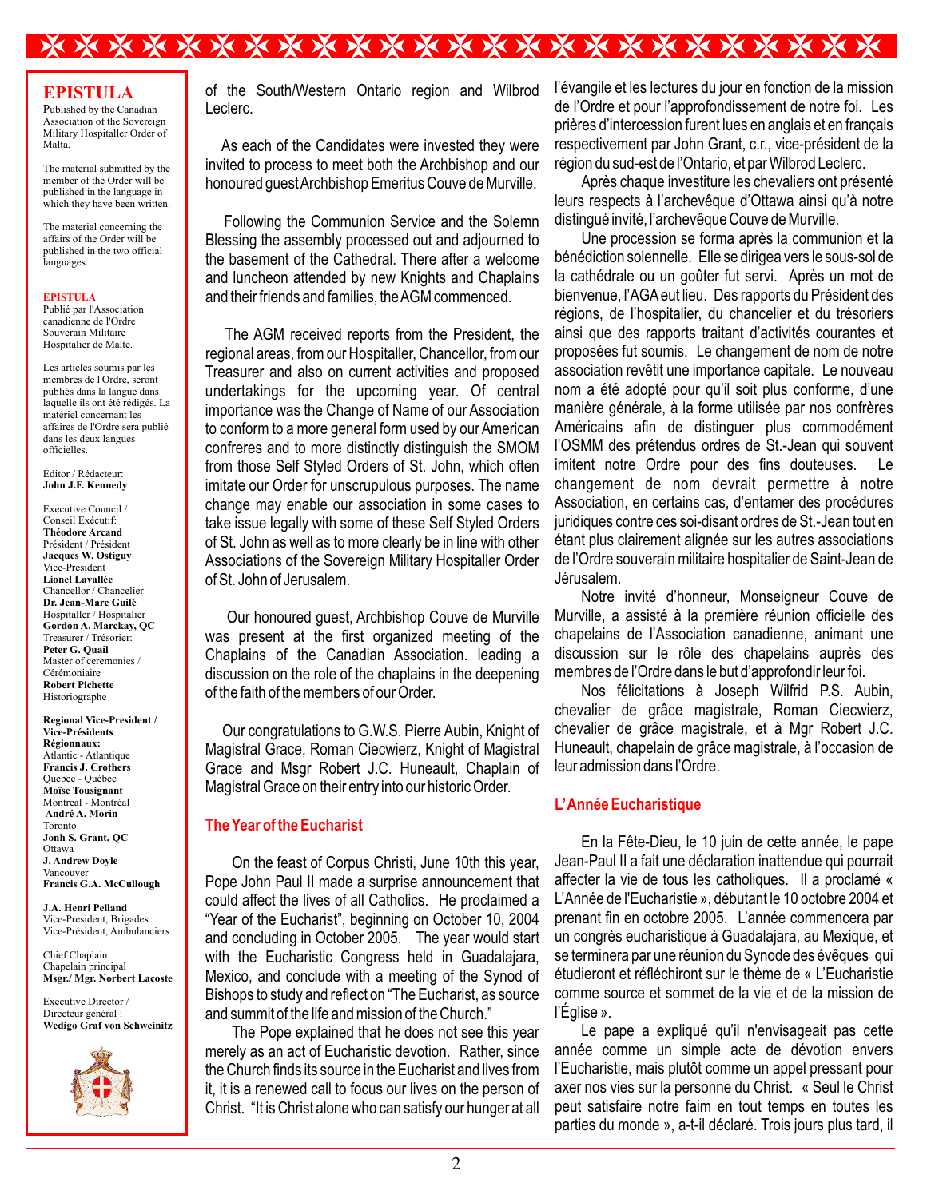## EPISTULA

Published by the Canadian Association of the Sovereign Military Hospitaller Order of Malta.

The material submitted by the member of the Order will be published in the language in which they have been written.

The material concerning the affairs of the Order will be published in the two official languages.

**EPISTULA**

Publié par l'Association canadienne de l'Ordre Souverain Militaire Hospitalier de Malte.

Les articles soumis par les membres de l'Ordre, seront publiés dans la langue dans laquelle ils ont été rédigés. La matériel concernant les affaires de l'Ordre sera publié dans les deux langues officielles.

Éditor / Rédacteur:
**John J.F. Kennedy**

Executive Council / Conseil Exécutif:
**Théodore Arcand**
Président / Président
**Jacques W. Ostiguy**
Vice-President
**Lionel Lavallée**
Chancellor / Chancelier
**Dr. Jean-Marc Guilé**
Hospitaller / Hospitalier
**Gordon A. Marckay, QC**
Treasurer / Trésorier:
**Peter G. Quail**
Master of ceremonies / Cérémoniaire
**Robert Pichette**
Historiographe

**Regional Vice-President / Vice-Présidents Régionnaux:**
Atlantic - Atlantique
**Francis J. Crothers**
Quebec - Québec
**Moïse Tousignant**
Montreal - Montréal
**André A. Morin**
Toronto
**Jonh S. Grant, QC**
Ottawa
**J. Andrew Doyle**
Vancouver
**Francis G.A. McCullough**

**J.A. Henri Pelland**
Vice-President, Brigades
Vice-Président, Ambulanciers

Chief Chaplain
Chapelain principal
**Msgr./ Mgr. Norbert Lacoste**

Executive Director / Directeur général :
**Wedigo Graf von Schweinitz**

of the South/Western Ontario region and Wilbrod Leclerc.

As each of the Candidates were invested they were invited to process to meet both the Archbishop and our honoured guest Archbishop Emeritus Couve de Murville.

Following the Communion Service and the Solemn Blessing the assembly processed out and adjourned to the basement of the Cathedral. There after a welcome and luncheon attended by new Knights and Chaplains and their friends and families, the AGM commenced.

The AGM received reports from the President, the regional areas, from our Hospitaller, Chancellor, from our Treasurer and also on current activities and proposed undertakings for the upcoming year. Of central importance was the Change of Name of our Association to conform to a more general form used by our American confreres and to more distinctly distinguish the SMOM from those Self Styled Orders of St. John, which often imitate our Order for unscrupulous purposes. The name change may enable our association in some cases to take issue legally with some of these Self Styled Orders of St. John as well as to more clearly be in line with other Associations of the Sovereign Military Hospitaller Order of St. John of Jerusalem.

Our honoured guest, Archbishop Couve de Murville was present at the first organized meeting of the Chaplains of the Canadian Association. leading a discussion on the role of the chaplains in the deepening of the faith of the members of our Order.

Our congratulations to G.W.S. Pierre Aubin, Knight of Magistral Grace, Roman Ciecwierz, Knight of Magistral Grace and Msgr Robert J.C. Huneault, Chaplain of Magistral Grace on their entry into our historic Order.

### The Year of the Eucharist

On the feast of Corpus Christi, June 10th this year, Pope John Paul II made a surprise announcement that could affect the lives of all Catholics. He proclaimed a "Year of the Eucharist", beginning on October 10, 2004 and concluding in October 2005. The year would start with the Eucharistic Congress held in Guadalajara, Mexico, and conclude with a meeting of the Synod of Bishops to study and reflect on "The Eucharist, as source and summit of the life and mission of the Church."

The Pope explained that he does not see this year merely as an act of Eucharistic devotion. Rather, since the Church finds its source in the Eucharist and lives from it, it is a renewed call to focus our lives on the person of Christ. "It is Christ alone who can satisfy our hunger at all

l'évangile et les lectures du jour en fonction de la mission de l'Ordre et pour l'approfondissement de notre foi. Les prières d'intercession furent lues en anglais et en français respectivement par John Grant, c.r., vice-président de la région du sud-est de l'Ontario, et par Wilbrod Leclerc.

Après chaque investiture les chevaliers ont présenté leurs respects à l'archevêque d'Ottawa ainsi qu'à notre distingué invité, l'archevêque Couve de Murville.

Une procession se forma après la communion et la bénédiction solennelle. Elle se dirigea vers le sous-sol de la cathédrale ou un goûter fut servi. Après un mot de bienvenue, l'AGA eut lieu. Des rapports du Président des régions, de l'hospitalier, du chancelier et du trésoriers ainsi que des rapports traitant d'activités courantes et proposées fut soumis. Le changement de nom de notre association revêtit une importance capitale. Le nouveau nom a été adopté pour qu'il soit plus conforme, d'une manière générale, à la forme utilisée par nos confrères Américains afin de distinguer plus commodément l'OSMM des prétendus ordres de St.-Jean qui souvent imitent notre Ordre pour des fins douteuses. Le changement de nom devrait permettre à notre Association, en certains cas, d'entamer des procédures juridiques contre ces soi-disant ordres de St.-Jean tout en étant plus clairement alignée sur les autres associations de l'Ordre souverain militaire hospitalier de Saint-Jean de Jérusalem.

Notre invité d'honneur, Monseigneur Couve de Murville, a assisté à la première réunion officielle des chapelains de l'Association canadienne, animant une discussion sur le rôle des chapelains auprès des membres de l'Ordre dans le but d'approfondir leur foi.

Nos félicitations à Joseph Wilfrid P.S. Aubin, chevalier de grâce magistrale, Roman Ciecwierz, chevalier de grâce magistrale, et à Mgr Robert J.C. Huneault, chapelain de grâce magistrale, à l'occasion de leur admission dans l'Ordre.

### L'Année Eucharistique

En la Fête-Dieu, le 10 juin de cette année, le pape Jean-Paul II a fait une déclaration inattendue qui pourrait affecter la vie de tous les catholiques. Il a proclamé « L'Année de l'Eucharistie », débutant le 10 octobre 2004 et prenant fin en octobre 2005. L'année commencera par un congrès eucharistique à Guadalajara, au Mexique, et se terminera par une réunion du Synode des évêques qui étudieront et réfléchiront sur le thème de « L'Eucharistie comme source et sommet de la vie et de la mission de l'Église ».

Le pape a expliqué qu'il n'envisageait pas cette année comme un simple acte de dévotion envers l'Eucharistie, mais plutôt comme un appel pressant pour axer nos vies sur la personne du Christ. « Seul le Christ peut satisfaire notre faim en tout temps en toutes les parties du monde », a-t-il déclaré. Trois jours plus tard, il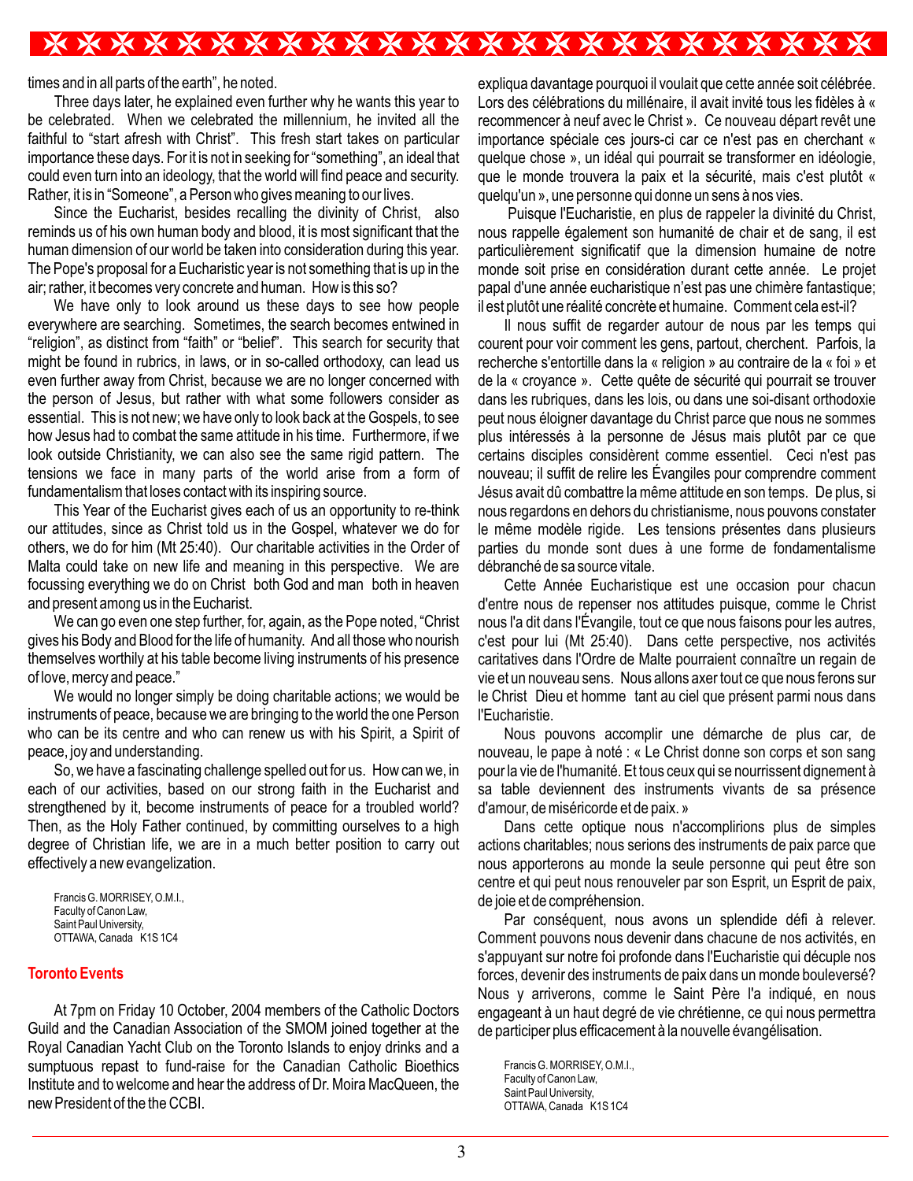times and in all parts of the earth", he noted.

Three days later, he explained even further why he wants this year to be celebrated. When we celebrated the millennium, he invited all the faithful to "start afresh with Christ". This fresh start takes on particular importance these days. For it is not in seeking for "something", an ideal that could even turn into an ideology, that the world will find peace and security. Rather, it is in "Someone", a Person who gives meaning to our lives.

Since the Eucharist, besides recalling the divinity of Christ, also reminds us of his own human body and blood, it is most significant that the human dimension of our world be taken into consideration during this year. The Pope's proposal for a Eucharistic year is not something that is up in the air; rather, it becomes very concrete and human. How is this so?

We have only to look around us these days to see how people everywhere are searching. Sometimes, the search becomes entwined in "religion", as distinct from "faith" or "belief". This search for security that might be found in rubrics, in laws, or in so-called orthodoxy, can lead us even further away from Christ, because we are no longer concerned with the person of Jesus, but rather with what some followers consider as essential. This is not new; we have only to look back at the Gospels, to see how Jesus had to combat the same attitude in his time. Furthermore, if we look outside Christianity, we can also see the same rigid pattern. The tensions we face in many parts of the world arise from a form of fundamentalism that loses contact with its inspiring source.

This Year of the Eucharist gives each of us an opportunity to re-think our attitudes, since as Christ told us in the Gospel, whatever we do for others, we do for him (Mt 25:40). Our charitable activities in the Order of Malta could take on new life and meaning in this perspective. We are focussing everything we do on Christ both God and man both in heaven and present among us in the Eucharist.

We can go even one step further, for, again, as the Pope noted, "Christ gives his Body and Blood for the life of humanity. And all those who nourish themselves worthily at his table become living instruments of his presence of love, mercy and peace."

We would no longer simply be doing charitable actions; we would be instruments of peace, because we are bringing to the world the one Person who can be its centre and who can renew us with his Spirit, a Spirit of peace, joy and understanding.

So, we have a fascinating challenge spelled out for us. How can we, in each of our activities, based on our strong faith in the Eucharist and strengthened by it, become instruments of peace for a troubled world? Then, as the Holy Father continued, by committing ourselves to a high degree of Christian life, we are in a much better position to carry out effectively a new evangelization.

Francis G. MORRISEY, O.M.I.,
Faculty of Canon Law,
Saint Paul University,
OTTAWA, Canada K1S 1C4

expliqua davantage pourquoi il voulait que cette année soit célébrée. Lors des célébrations du millénaire, il avait invité tous les fidèles à « recommencer à neuf avec le Christ ». Ce nouveau départ revêt une importance spéciale ces jours-ci car ce n'est pas en cherchant « quelque chose », un idéal qui pourrait se transformer en idéologie, que le monde trouvera la paix et la sécurité, mais c'est plutôt « quelqu'un », une personne qui donne un sens à nos vies.

Puisque l'Eucharistie, en plus de rappeler la divinité du Christ, nous rappelle également son humanité de chair et de sang, il est particulièrement significatif que la dimension humaine de notre monde soit prise en considération durant cette année. Le projet papal d'une année eucharistique n'est pas une chimère fantastique; il est plutôt une réalité concrète et humaine. Comment cela est-il?

Il nous suffit de regarder autour de nous par les temps qui courent pour voir comment les gens, partout, cherchent. Parfois, la recherche s'entortille dans la « religion » au contraire de la « foi » et de la « croyance ». Cette quête de sécurité qui pourrait se trouver dans les rubriques, dans les lois, ou dans une soi-disant orthodoxie peut nous éloigner davantage du Christ parce que nous ne sommes plus intéressés à la personne de Jésus mais plutôt par ce que certains disciples considèrent comme essentiel. Ceci n'est pas nouveau; il suffit de relire les Évangiles pour comprendre comment Jésus avait dû combattre la même attitude en son temps. De plus, si nous regardons en dehors du christianisme, nous pouvons constater le même modèle rigide. Les tensions présentes dans plusieurs parties du monde sont dues à une forme de fondamentalisme débranché de sa source vitale.

Cette Année Eucharistique est une occasion pour chacun d'entre nous de repenser nos attitudes puisque, comme le Christ nous l'a dit dans l'Évangile, tout ce que nous faisons pour les autres, c'est pour lui (Mt 25:40). Dans cette perspective, nos activités caritatives dans l'Ordre de Malte pourraient connaître un regain de vie et un nouveau sens. Nous allons axer tout ce que nous ferons sur le Christ Dieu et homme tant au ciel que présent parmi nous dans l'Eucharistie.

Nous pouvons accomplir une démarche de plus car, de nouveau, le pape à noté : « Le Christ donne son corps et son sang pour la vie de l'humanité. Et tous ceux qui se nourrissent dignement à sa table deviennent des instruments vivants de sa présence d'amour, de miséricorde et de paix. »

Dans cette optique nous n'accomplirions plus de simples actions charitables; nous serions des instruments de paix parce que nous apporterons au monde la seule personne qui peut être son centre et qui peut nous renouveler par son Esprit, un Esprit de paix, de joie et de compréhension.

Par conséquent, nous avons un splendide défi à relever. Comment pouvons nous devenir dans chacune de nos activités, en s'appuyant sur notre foi profonde dans l'Eucharistie qui décuple nos forces, devenir des instruments de paix dans un monde bouleversé? Nous y arriverons, comme le Saint Père l'a indiqué, en nous engageant à un haut degré de vie chrétienne, ce qui nous permettra de participer plus efficacement à la nouvelle évangélisation.

Francis G. MORRISEY, O.M.I.,
Faculty of Canon Law,
Saint Paul University,
OTTAWA, Canada K1S 1C4

## Toronto Events

At 7pm on Friday 10 October, 2004 members of the Catholic Doctors Guild and the Canadian Association of the SMOM joined together at the Royal Canadian Yacht Club on the Toronto Islands to enjoy drinks and a sumptuous repast to fund-raise for the Canadian Catholic Bioethics Institute and to welcome and hear the address of Dr. Moira MacQueen, the new President of the the CCBI.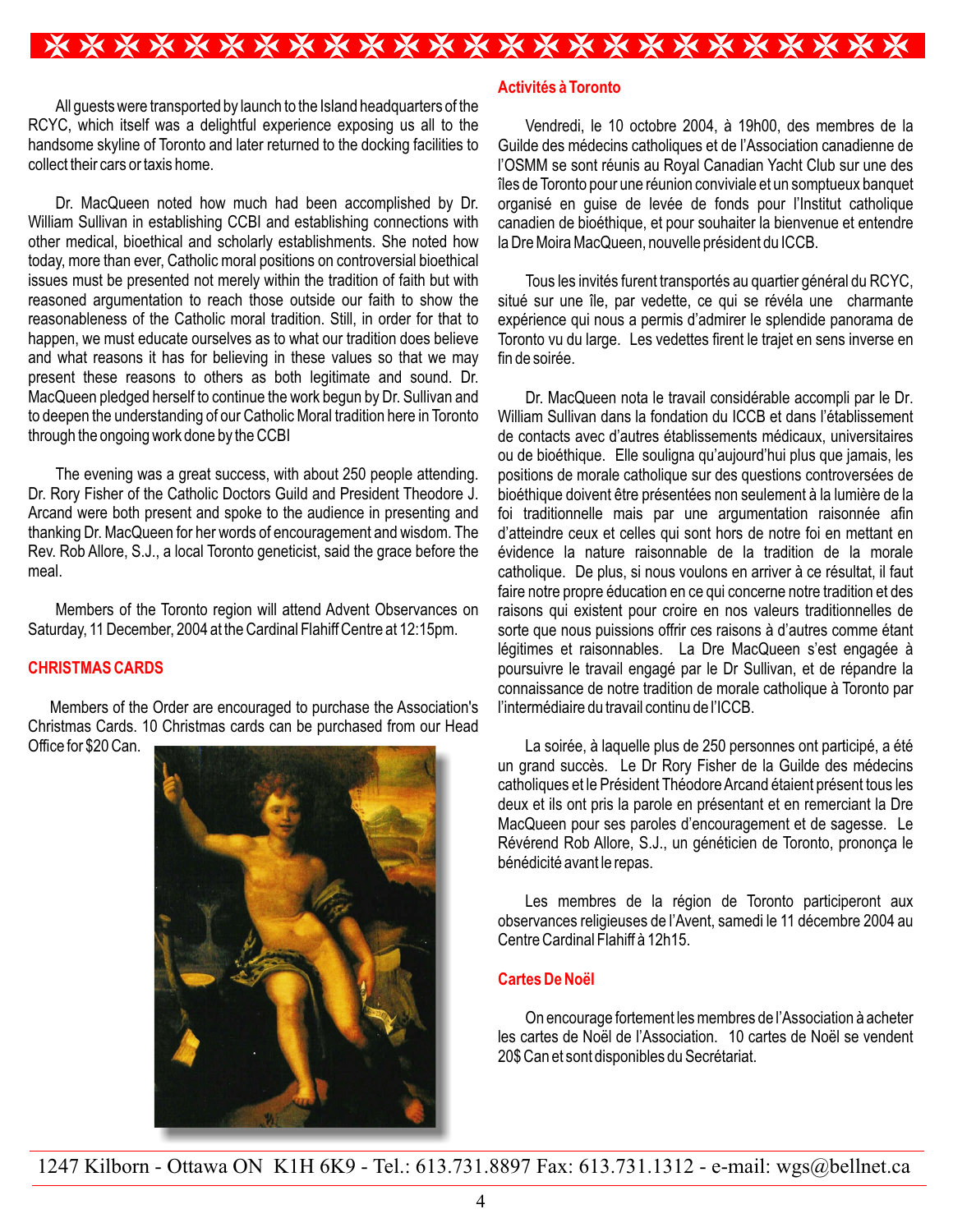All guests were transported by launch to the Island headquarters of the RCYC, which itself was a delightful experience exposing us all to the handsome skyline of Toronto and later returned to the docking facilities to collect their cars or taxis home.

Dr. MacQueen noted how much had been accomplished by Dr. William Sullivan in establishing CCBI and establishing connections with other medical, bioethical and scholarly establishments. She noted how today, more than ever, Catholic moral positions on controversial bioethical issues must be presented not merely within the tradition of faith but with reasoned argumentation to reach those outside our faith to show the reasonableness of the Catholic moral tradition. Still, in order for that to happen, we must educate ourselves as to what our tradition does believe and what reasons it has for believing in these values so that we may present these reasons to others as both legitimate and sound. Dr. MacQueen pledged herself to continue the work begun by Dr. Sullivan and to deepen the understanding of our Catholic Moral tradition here in Toronto through the ongoing work done by the CCBI

The evening was a great success, with about 250 people attending. Dr. Rory Fisher of the Catholic Doctors Guild and President Theodore J. Arcand were both present and spoke to the audience in presenting and thanking Dr. MacQueen for her words of encouragement and wisdom. The Rev. Rob Allore, S.J., a local Toronto geneticist, said the grace before the meal.

Members of the Toronto region will attend Advent Observances on Saturday, 11 December, 2004 at the Cardinal Flahiff Centre at 12:15pm.

## CHRISTMAS CARDS

Members of the Order are encouraged to purchase the Association's Christmas Cards. 10 Christmas cards can be purchased from our Head Office for $20 Can.

## Activités à Toronto

Vendredi, le 10 octobre 2004, à 19h00, des membres de la Guilde des médecins catholiques et de l'Association canadienne de l'OSMM se sont réunis au Royal Canadian Yacht Club sur une des îles de Toronto pour une réunion conviviale et un somptueux banquet organisé en guise de levée de fonds pour l'Institut catholique canadien de bioéthique, et pour souhaiter la bienvenue et entendre la Dre Moira MacQueen, nouvelle président du ICCB.

Tous les invités furent transportés au quartier général du RCYC, situé sur une île, par vedette, ce qui se révéla une charmante expérience qui nous a permis d'admirer le splendide panorama de Toronto vu du large. Les vedettes firent le trajet en sens inverse en fin de soirée.

Dr. MacQueen nota le travail considérable accompli par le Dr. William Sullivan dans la fondation du ICCB et dans l'établissement de contacts avec d'autres établissements médicaux, universitaires ou de bioéthique. Elle souligna qu'aujourd'hui plus que jamais, les positions de morale catholique sur des questions controversées de bioéthique doivent être présentées non seulement à la lumière de la foi traditionnelle mais par une argumentation raisonnée afin d'atteindre ceux et celles qui sont hors de notre foi en mettant en évidence la nature raisonnable de la tradition de la morale catholique. De plus, si nous voulons en arriver à ce résultat, il faut faire notre propre éducation en ce qui concerne notre tradition et des raisons qui existent pour croire en nos valeurs traditionnelles de sorte que nous puissions offrir ces raisons à d'autres comme étant légitimes et raisonnables. La Dre MacQueen s'est engagée à poursuivre le travail engagé par le Dr Sullivan, et de répandre la connaissance de notre tradition de morale catholique à Toronto par l'intermédiaire du travail continu de l'ICCB.

La soirée, à laquelle plus de 250 personnes ont participé, a été un grand succès. Le Dr Rory Fisher de la Guilde des médecins catholiques et le Président Théodore Arcand étaient présent tous les deux et ils ont pris la parole en présentant et en remerciant la Dre MacQueen pour ses paroles d'encouragement et de sagesse. Le Révérend Rob Allore, S.J., un généticien de Toronto, prononça le bénédicité avant le repas.

Les membres de la région de Toronto participeront aux observances religieuses de l'Avent, samedi le 11 décembre 2004 au Centre Cardinal Flahiff à 12h15.

## Cartes De Noël

On encourage fortement les membres de l'Association à acheter les cartes de Noël de l'Association. 10 cartes de Noël se vendent 20$ Can et sont disponibles du Secrétariat.

1247 Kilborn - Ottawa ON K1H 6K9 - Tel.: 613.731.8897 Fax: 613.731.1312 - e-mail: wgs@bellnet.ca